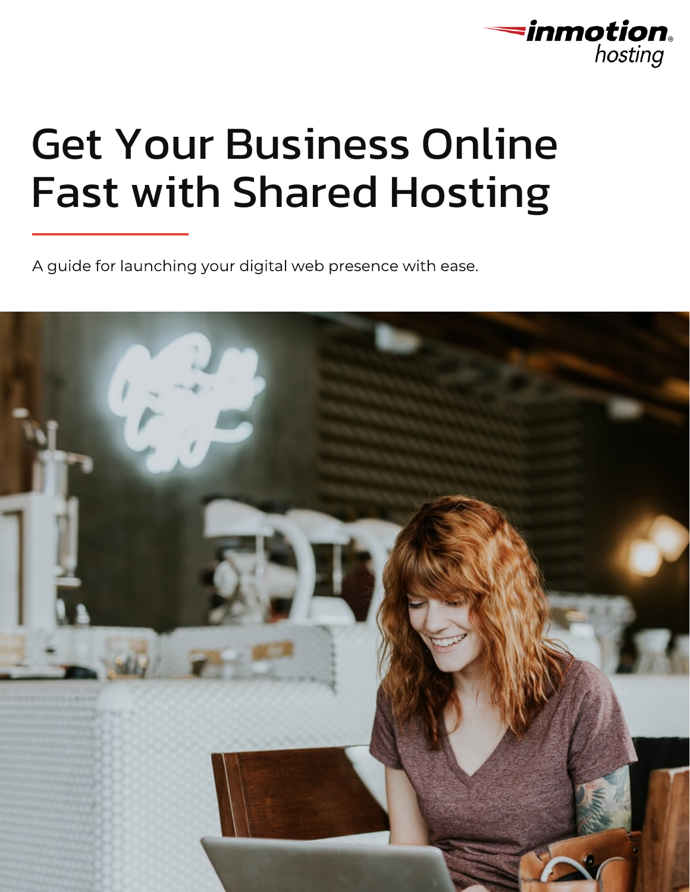# Get Your Business Online Fast with Shared Hosting

A guide for launching your digital web presence with ease.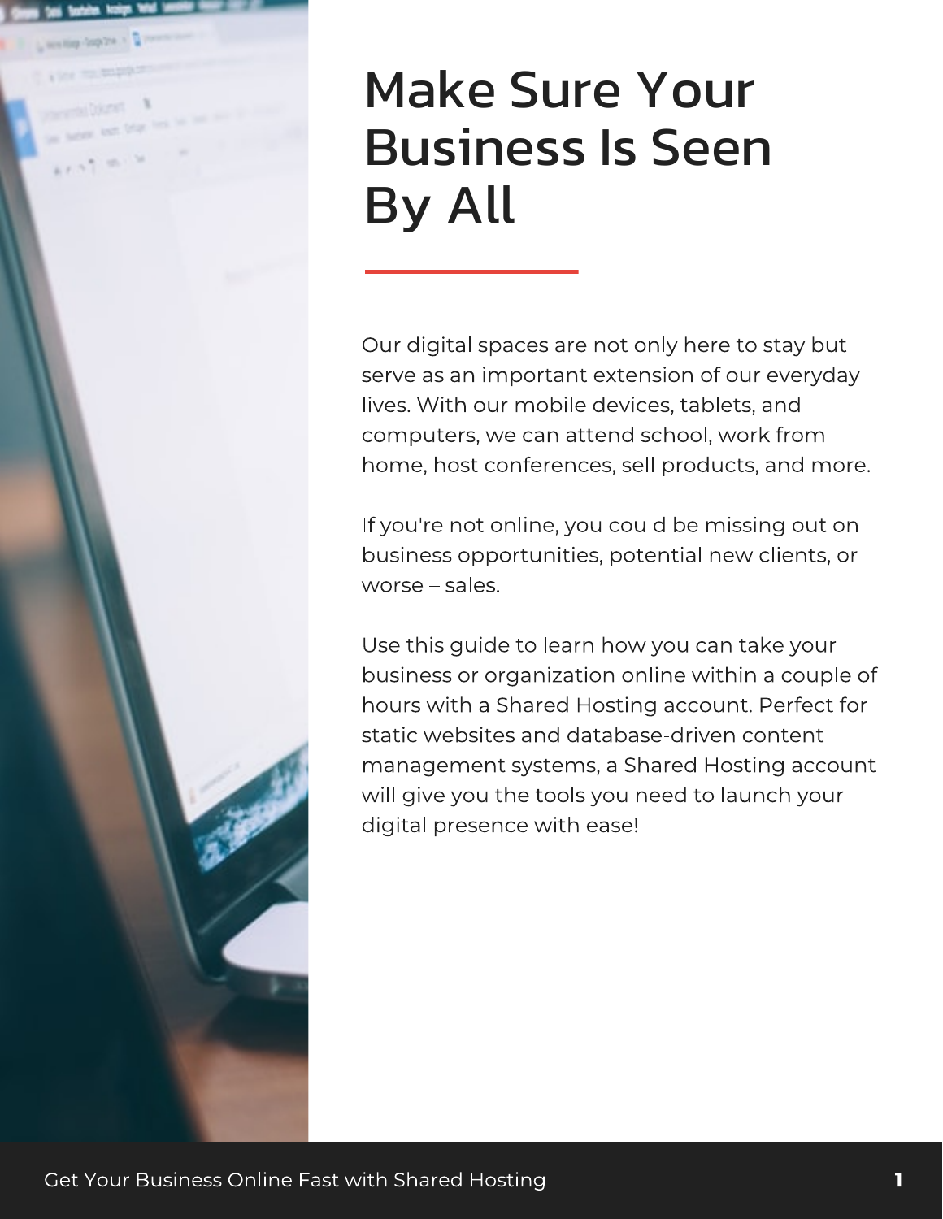# Make Sure Your Business Is Seen By All

Our digital spaces are not only here to stay but serve as an important extension of our everyday lives. With our mobile devices, tablets, and computers, we can attend school, work from home, host conferences, sell products, and more.

If you're not online, you could be missing out on business opportunities, potential new clients, or worse – sales.

Use this guide to learn how you can take your business or organization online within a couple of hours with a Shared Hosting account. Perfect for static websites and database-driven content management systems, a Shared Hosting account will give you the tools you need to launch your digital presence with ease!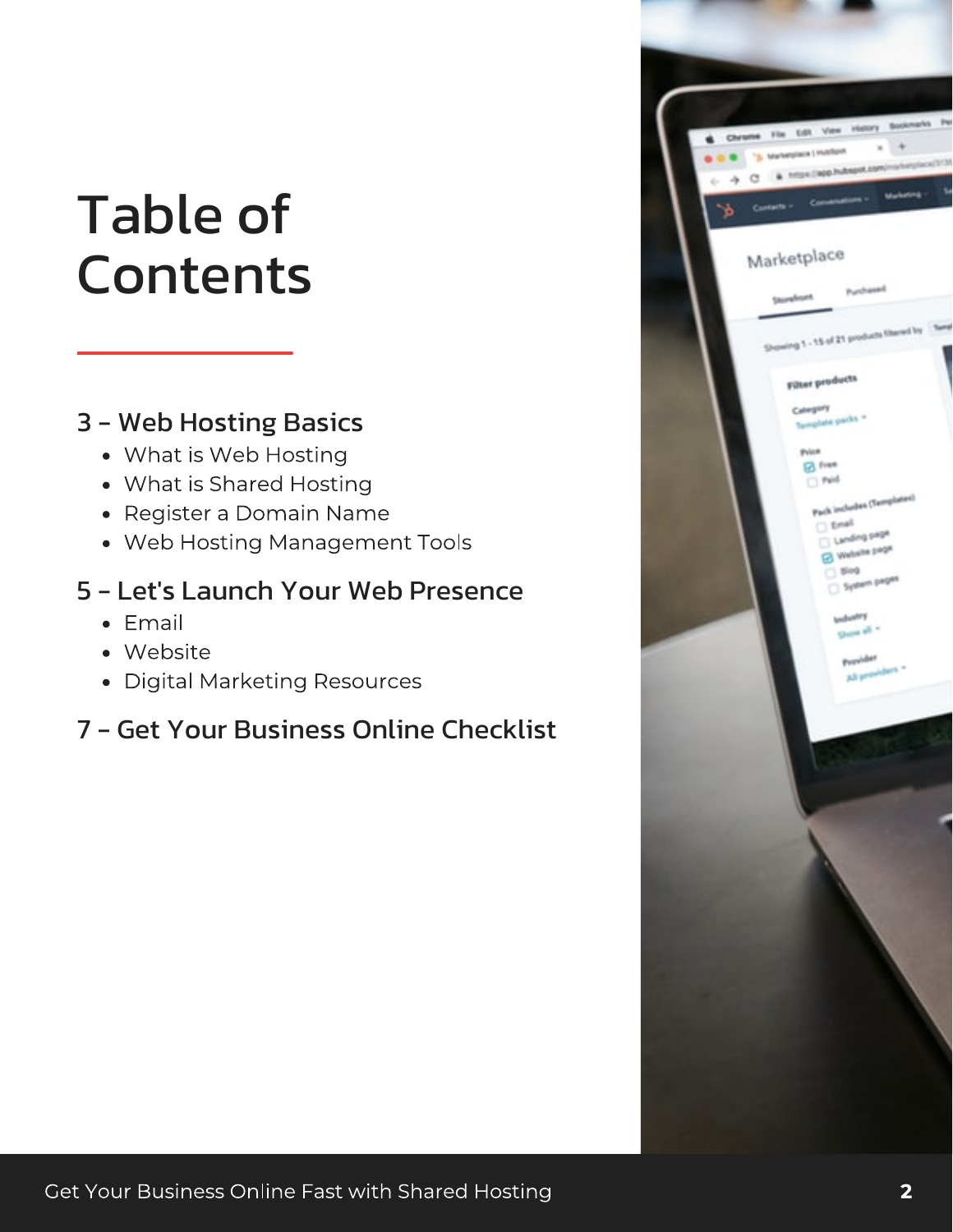# Table of Contents

## 3 – Web Hosting Basics

- What is Web Hosting
- What is Shared Hosting
- Register a Domain Name
- Web Hosting Management Tools

## 5 – Let's Launch Your Web Presence

- Email
- Website
- Digital Marketing Resources

## 7 – Get Your Business Online Checklist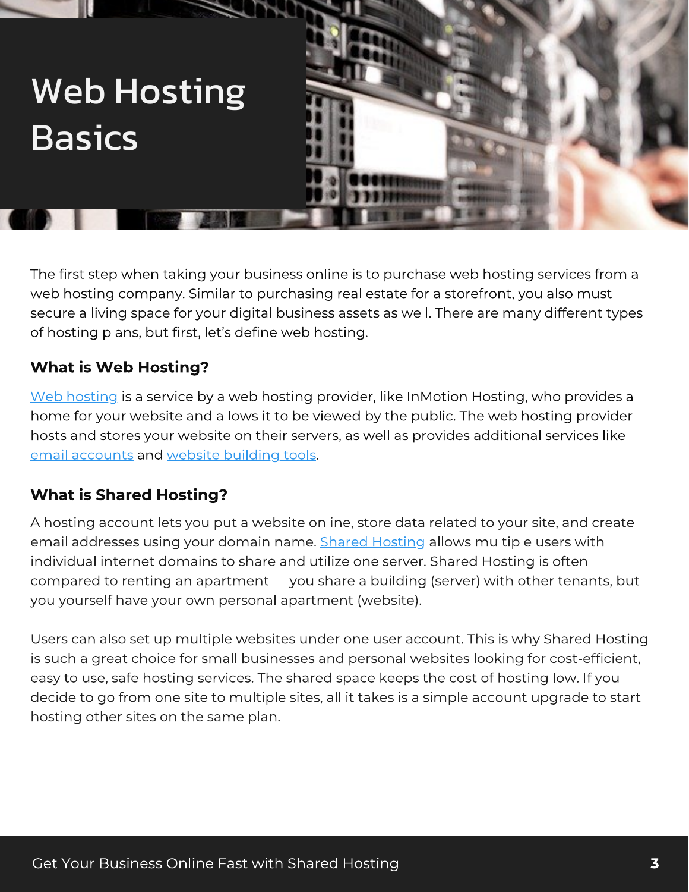# Web Hosting Basics

The first step when taking your business online is to purchase web hosting services from a web hosting company. Similar to purchasing real estate for a storefront, you also must secure a living space for your digital business assets as well. There are many different types of hosting plans, but first, let's define web hosting.

### What is Web Hosting?

Web hosting is a service by a web hosting provider, like InMotion Hosting, who provides a home for your website and allows it to be viewed by the public. The web hosting provider hosts and stores your website on their servers, as well as provides additional services like email accounts and website building tools.

### What is Shared Hosting?

A hosting account lets you put a website online, store data related to your site, and create email addresses using your domain name. Shared Hosting allows multiple users with individual internet domains to share and utilize one server. Shared Hosting is often compared to renting an apartment — you share a building (server) with other tenants, but you yourself have your own personal apartment (website).

Users can also set up multiple websites under one user account. This is why Shared Hosting is such a great choice for small businesses and personal websites looking for cost-efficient, easy to use, safe hosting services. The shared space keeps the cost of hosting low. If you decide to go from one site to multiple sites, all it takes is a simple account upgrade to start hosting other sites on the same plan.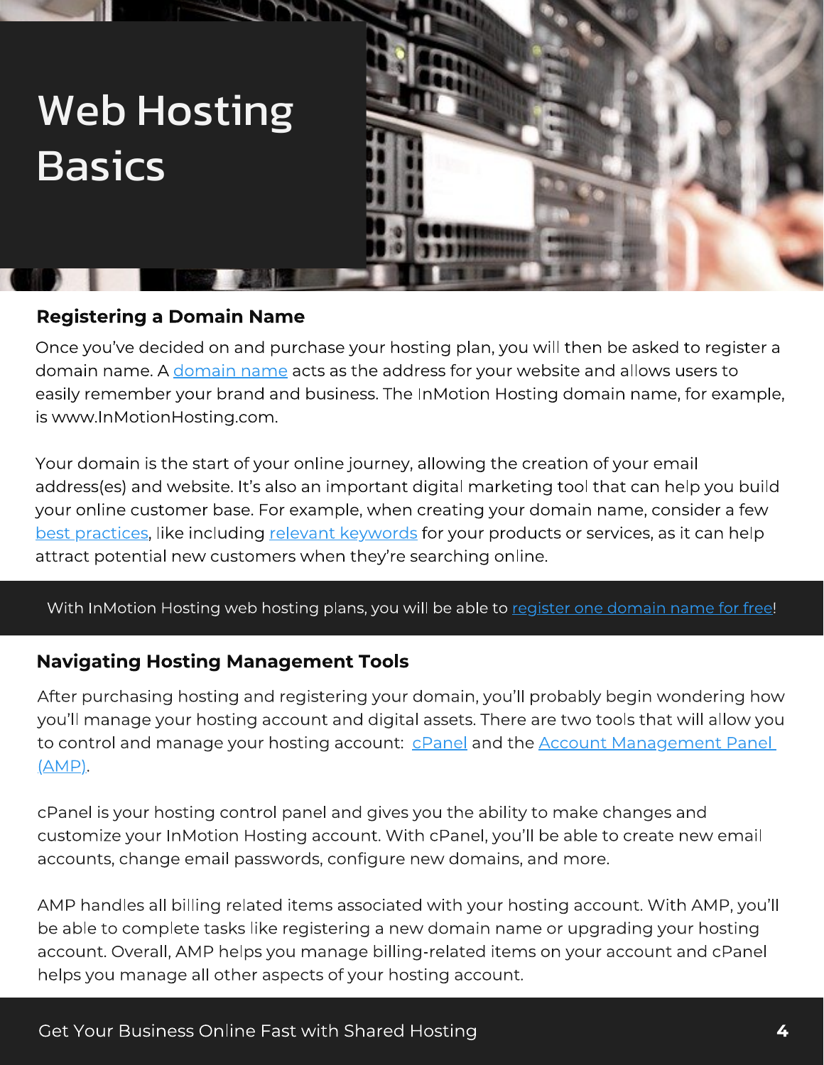# Web Hosting Basics

### Registering a Domain Name

Once you've decided on and purchase your hosting plan, you will then be asked to register a domain name. A domain name acts as the address for your website and allows users to easily remember your brand and business. The InMotion Hosting domain name, for example, is www.InMotionHosting.com.

Your domain is the start of your online journey, allowing the creation of your email address(es) and website. It's also an important digital marketing tool that can help you build your online customer base. For example, when creating your domain name, consider a few best practices, like including relevant keywords for your products or services, as it can help attract potential new customers when they're searching online.

With InMotion Hosting web hosting plans, you will be able to register one domain name for free!

### Navigating Hosting Management Tools

After purchasing hosting and registering your domain, you'll probably begin wondering how you'll manage your hosting account and digital assets. There are two tools that will allow you to control and manage your hosting account: cPanel and the Account Management Panel (AMP).

cPanel is your hosting control panel and gives you the ability to make changes and customize your InMotion Hosting account. With cPanel, you'll be able to create new email accounts, change email passwords, configure new domains, and more.

AMP handles all billing related items associated with your hosting account. With AMP, you'll be able to complete tasks like registering a new domain name or upgrading your hosting account. Overall, AMP helps you manage billing-related items on your account and cPanel helps you manage all other aspects of your hosting account.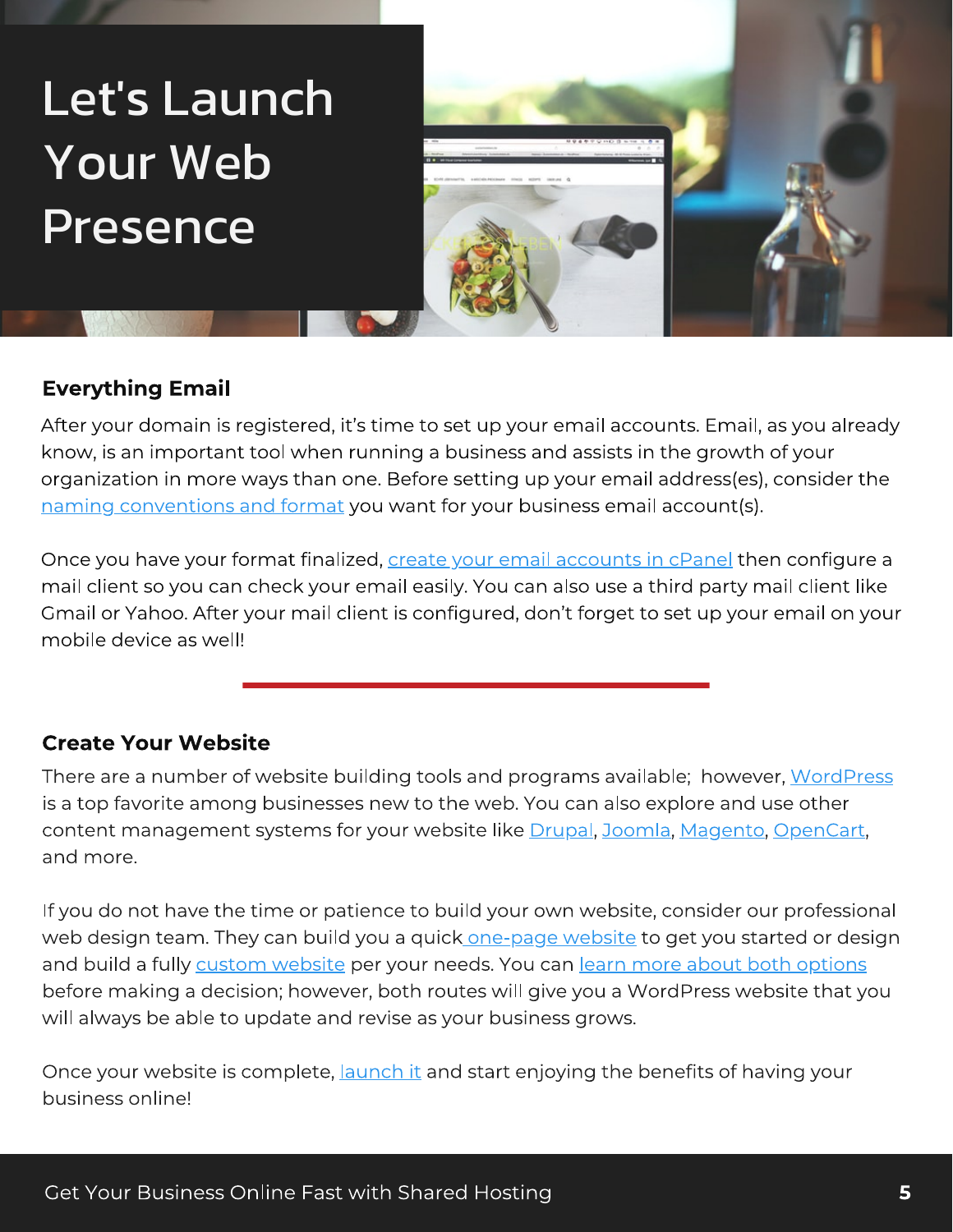# Let's Launch Your Web Presence

## Everything Email

After your domain is registered, it's time to set up your email accounts. Email, as you already know, is an important tool when running a business and assists in the growth of your organization in more ways than one. Before setting up your email address(es), consider the naming conventions and format you want for your business email account(s).

Once you have your format finalized, create your email accounts in cPanel then configure a mail client so you can check your email easily. You can also use a third party mail client like Gmail or Yahoo. After your mail client is configured, don't forget to set up your email on your mobile device as well!

## Create Your Website

There are a number of website building tools and programs available; however, WordPress is a top favorite among businesses new to the web. You can also explore and use other content management systems for your website like Drupal, Joomla, Magento, OpenCart, and more.

If you do not have the time or patience to build your own website, consider our professional web design team. They can build you a quick one-page website to get you started or design and build a fully custom website per your needs. You can learn more about both options before making a decision; however, both routes will give you a WordPress website that you will always be able to update and revise as your business grows.

Once your website is complete, launch it and start enjoying the benefits of having your business online!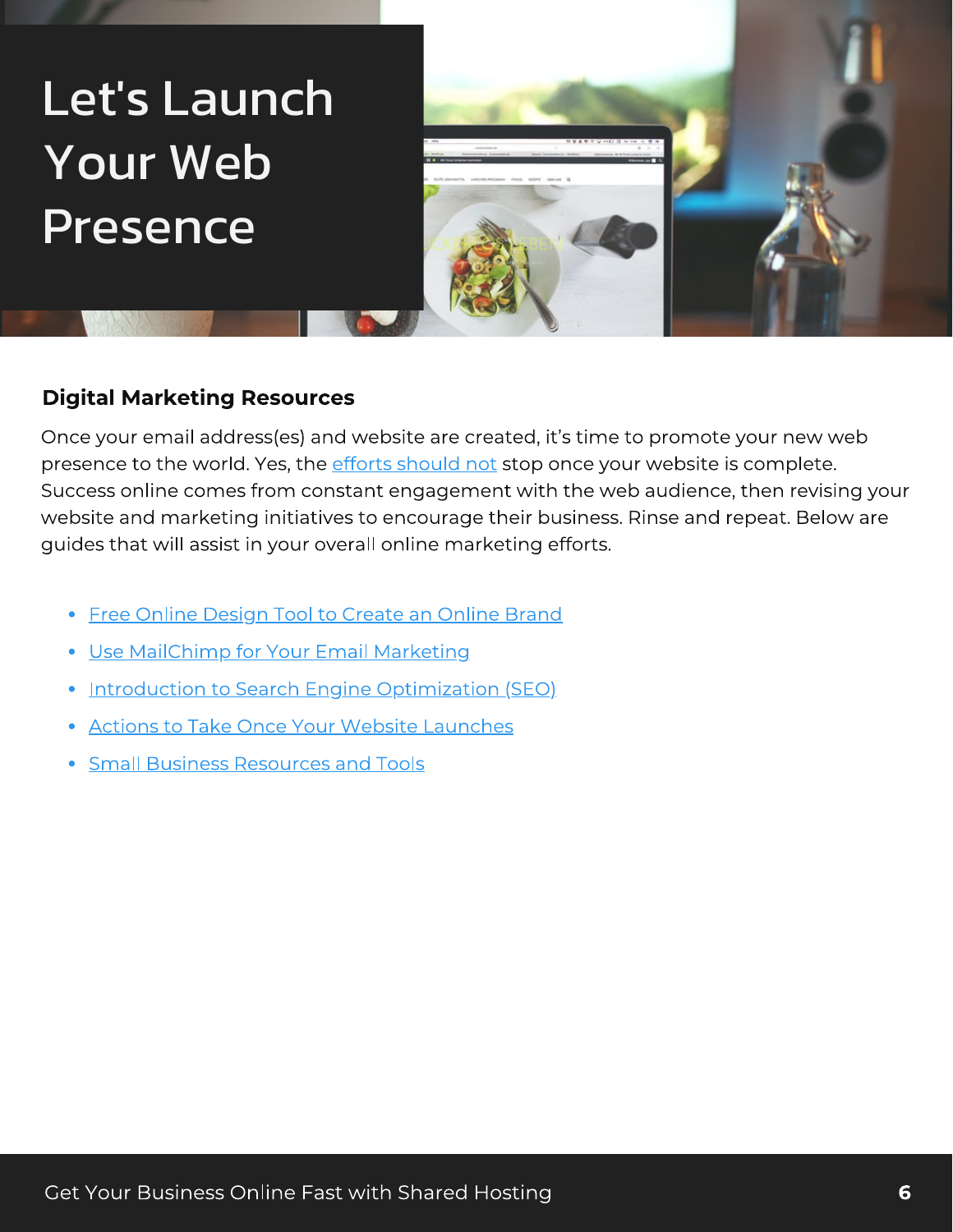# Let's Launch Your Web Presence

## Digital Marketing Resources

Once your email address(es) and website are created, it's time to promote your new web presence to the world. Yes, the efforts should not stop once your website is complete. Success online comes from constant engagement with the web audience, then revising your website and marketing initiatives to encourage their business. Rinse and repeat. Below are guides that will assist in your overall online marketing efforts.

- Free Online Design Tool to Create an Online Brand
- Use MailChimp for Your Email Marketing
- Introduction to Search Engine Optimization (SEO)
- Actions to Take Once Your Website Launches
- Small Business Resources and Tools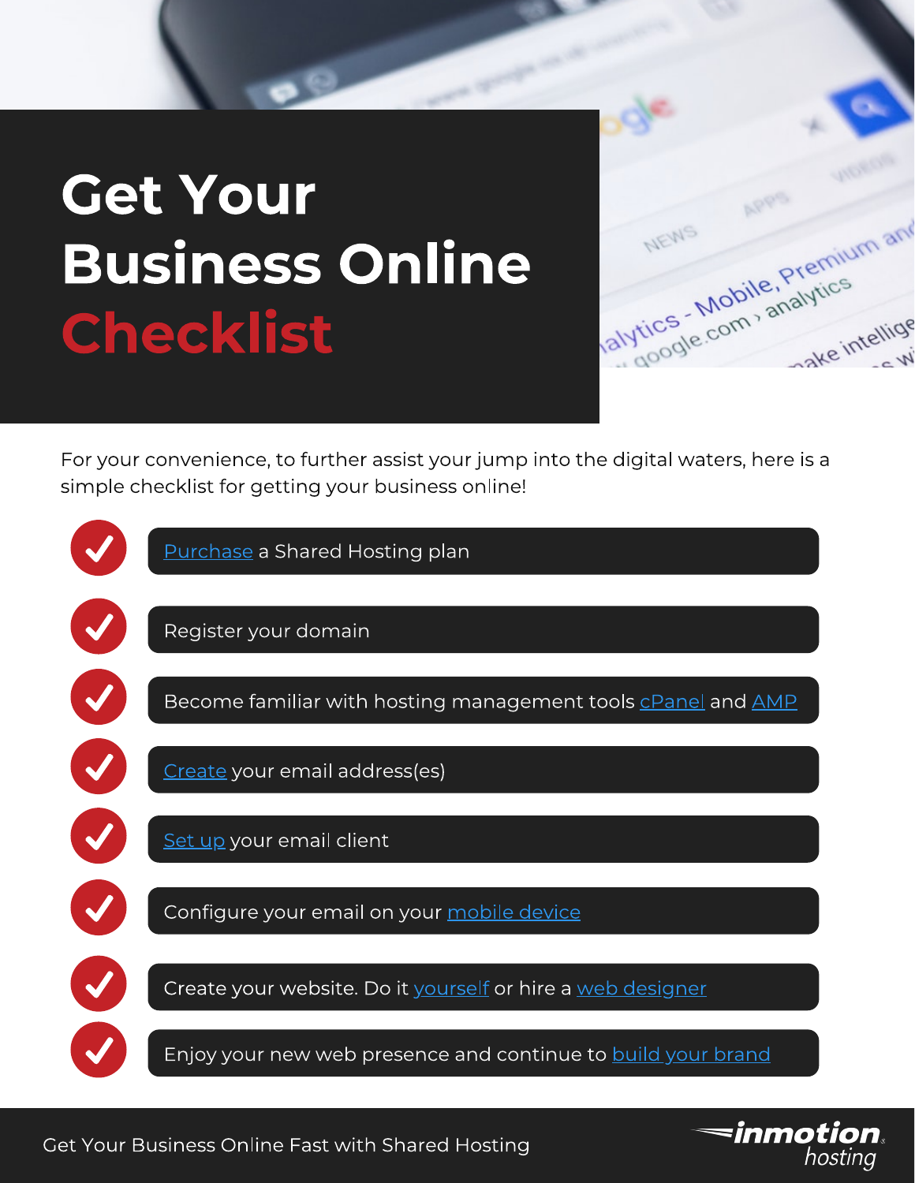# Get Your Business Online Checklist

For your convenience, to further assist your jump into the digital waters, here is a simple checklist for getting your business online!

- ✓ Purchase a Shared Hosting plan
- ✓ Register your domain
- ✓ Become familiar with hosting management tools cPanel and AMP
- ✓ Create your email address(es)
- ✓ Set up your email client
- ✓ Configure your email on your mobile device
- ✓ Create your website. Do it yourself or hire a web designer
- ✓ Enjoy your new web presence and continue to build your brand

Get Your Business Online Fast with Shared Hosting

inmotion hosting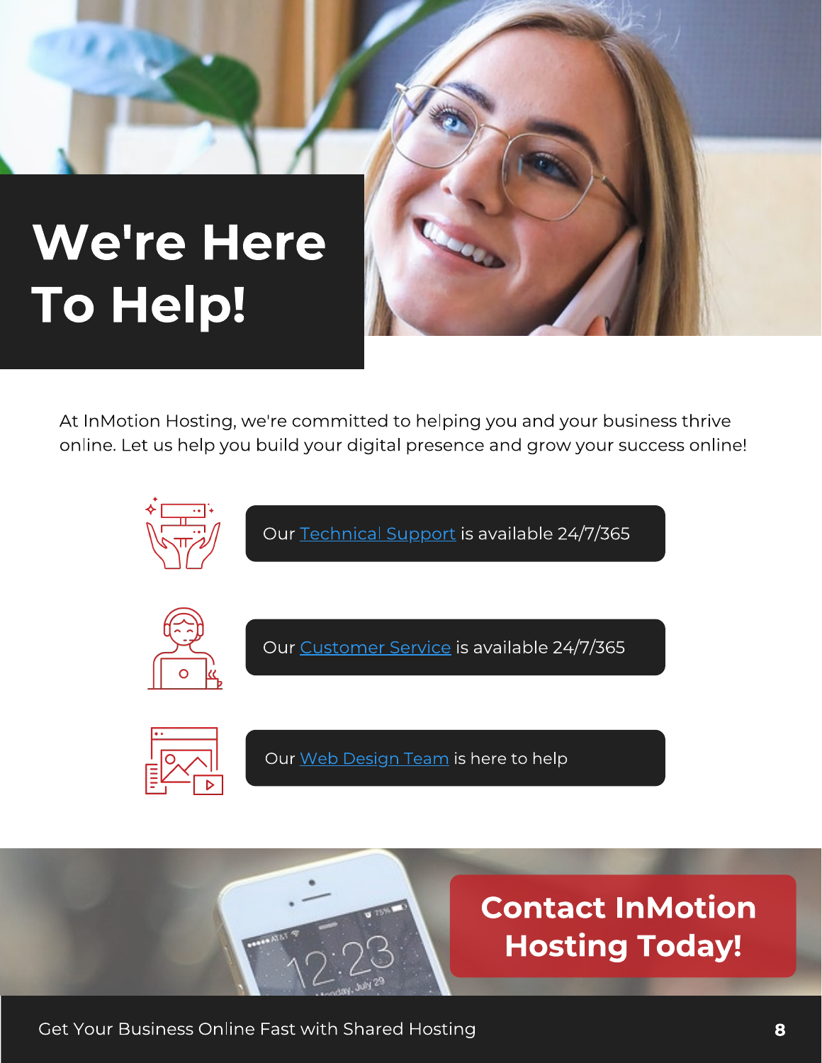# We're Here To Help!

At InMotion Hosting, we're committed to helping you and your business thrive online. Let us help you build your digital presence and grow your success online!

Our Technical Support is available 24/7/365

Our Customer Service is available 24/7/365

Our Web Design Team is here to help

**Contact InMotion Hosting Today!**